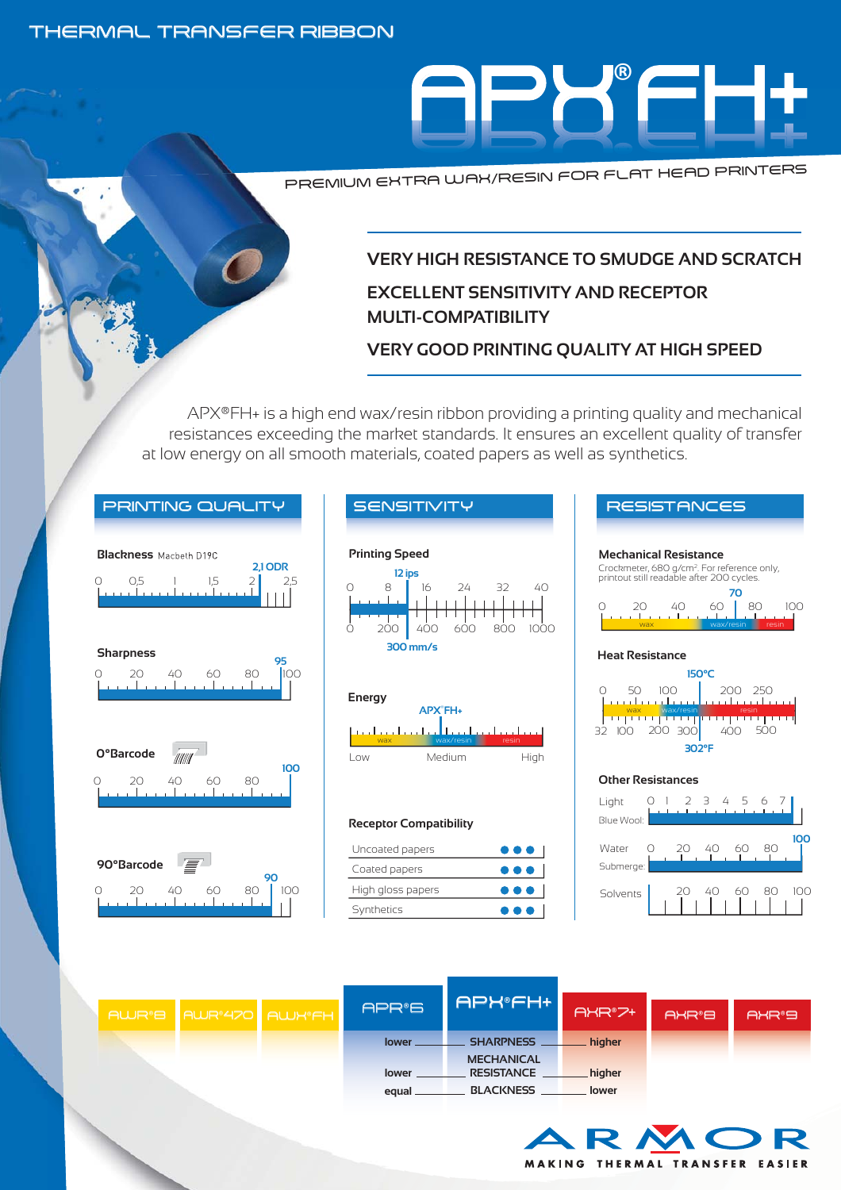THERMAL TRANSFER RIBBON

# APX®FH+

PREMIUM EXTRA WAX/RESIN FOR FLAT HEAD PRINTERS

**VERY HIGH RESISTANCE TO SMUDGE AND SCRATCH**

**EXCELLENT SENSITIVITY AND RECEPTOR MULTI-COMPATIBILITY**

**VERY GOOD PRINTING QUALITY AT HIGH SPEED**

APX®FH+ is a high end wax/resin ribbon providing a printing quality and mechanical resistances exceeding the market standards. It ensures an excellent quality of transfer at low energy on all smooth materials, coated papers as well as synthetics.

## PRINTING QUALITY

**Blackness** Macbeth D19C

Scale: 0 – 0,5 – 1 – 1,5 – 2 – 2,5 — **2,1 ODR**

**Sharpness**

Scale: 0 – 20 – 40 – 60 – 80 – 100 — **95**

**0°Barcode**

Scale: 0 – 20 – 40 – 60 – 80 — **100**

**90°Barcode**

Scale: 0 – 20 – 40 – 60 – 80 – 100 — **90**

## SENSITIVITY

**Printing Speed**

Scale: 0 – 8 – 16 – 24 – 32 – 40 — **12 ips**

Scale: 0 – 200 – 400 – 600 – 800 – 1000 — **300 mm/s**

**Energy**

Scale: Low – Medium – High (wax / wax/resin / resin) — **APX®FH+**

**Receptor Compatibility**

| Receptor | Rating |
|---|---|
| Uncoated papers | ●●● |
| Coated papers | ●●● |
| High gloss papers | ●●● |
| Synthetics | ●●● |

## RESISTANCES

**Mechanical Resistance**

Crockmeter, 680 g/cm². For reference only, printout still readable after 200 cycles.

Scale: 0 – 20 – 40 – 60 – 80 – 100 (wax / wax/resin / resin) — **70**

**Heat Resistance**

Scale: 0 – 50 – 100 – 200 – 250 (wax / wax/resin / resin) — **150°C**

Scale: 32 – 100 – 200 – 300 – 400 – 500 — **302°F**

**Other Resistances**

Light — Blue Wool: 0 – 1 – 2 – 3 – 4 – 5 – 6 – 7

Water — Submerge: 0 – 20 – 40 – 60 – 80 — **100**

Solvents: 20 – 40 – 60 – 80 – 100

---

AWR®8 | AWR®470 | AWX®FH | APR®6 | **APX®FH+** | AXR®7+ | AXR®8 | AXR®9

| APR®6 | APX®FH+ | AXR®7+ |
|---|---|---|
| lower | SHARPNESS | higher |
| lower | MECHANICAL RESISTANCE | higher |
| equal | BLACKNESS | lower |

ARMOR — MAKING THERMAL TRANSFER EASIER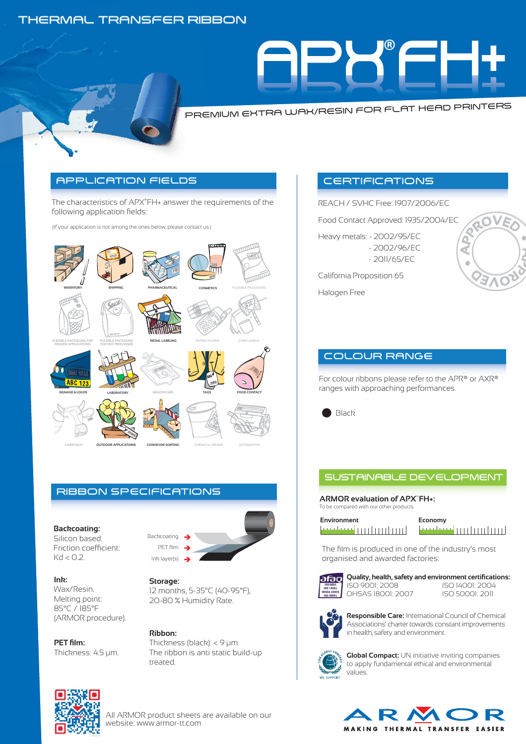THERMAL TRANSFER RIBBON

# APX® FH+

PREMIUM EXTRA WAX/RESIN FOR FLAT HEAD PRINTERS

## APPLICATION FIELDS

The characteristics of APX®FH+ answer the requirements of the following application fields:

(If your application is not among the ones below, please contact us.)

INVENTORY
SHIPPING
PHARMACEUTICAL
COSMETICS
FLEXIBLE PACKAGING
FLEXIBLE PACKAGING FOR FROZEN APPLICATIONS
FLEXIBLE PACKAGING FOR HOT PROCESSES
RETAIL LABELING
RATING PLATES
CARE LABELS
SIGNAGE & LOGOS
LABORATORY
HEALTHCARE
TAGS
FOOD CONTACT
LIVESTOCK
OUTDOOR APPLICATIONS
CONVEYOR SORTING
CHEMICAL DRUMS
AUTOMOTIVE

## RIBBON SPECIFICATIONS

Backcoating
PET film
Ink layer(s)

**Backcoating:**
Silicon based.
Friction coefficient:
Kd < 0.2.

**Ink:**
Wax/Resin.
Melting point:
85°C / 185°F
(ARMOR procedure).

**PET film:**
Thickness: 4.5 µm.

**Storage:**
12 months, 5-35°C (40-95°F),
20-80 % Humidity Rate.

**Ribbon:**
Thickness (black): < 9 µm.
The ribbon is anti static build-up treated.

All ARMOR product sheets are available on our website: www.armor-tt.com

## CERTIFICATIONS

REACH / SVHC Free: 1907/2006/EC

Food Contact Approved: 1935/2004/EC

Heavy metals: - 2002/95/EC
- 2002/96/EC
- 2011/65/EC

California Proposition 65

Halogen Free

APPROVED

## COLOUR RANGE

For colour ribbons please refer to the APR® or AXR® ranges with approaching performances.

● Black

## SUSTAINABLE DEVELOPMENT

**ARMOR evaluation of APX®FH+:**
To be compared with our other products.

Environment

Economy

The film is produced in one of the industry's most organised and awarded factories:

**Quality, health, safety and environment certifications:**
ISO 9001: 2008
ISO 14001: 2004
OHSAS 18001: 2007
ISO 50001: 2011

**Responsible Care:** International Council of Chemical Associations' charter towards constant improvements in health, safety and environment.

**Global Compact:** UN initiative inviting companies to apply fundamental ethical and environmental values.

ARMOR
MAKING THERMAL TRANSFER EASIER